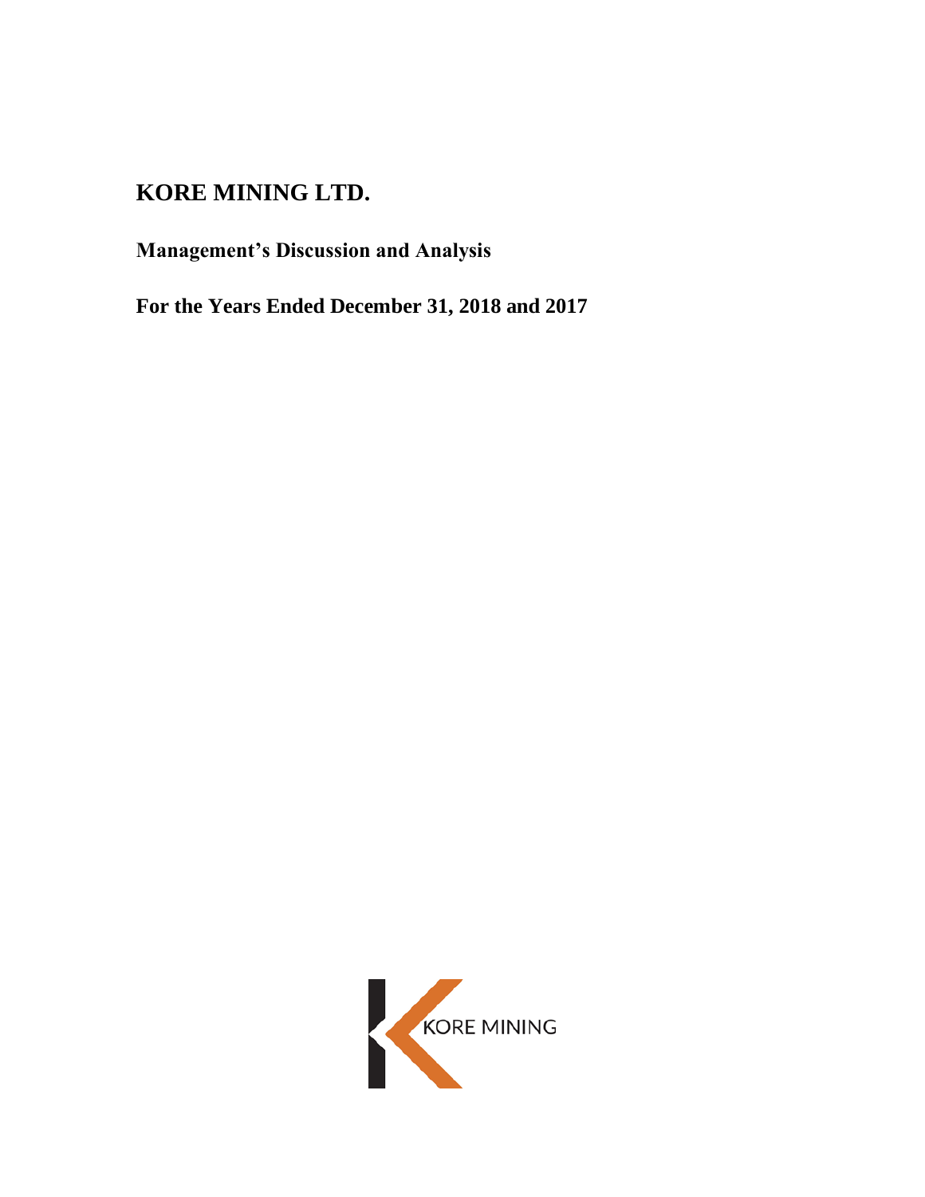# KORE MINING LTD.

## Management's Discussion and Analysis

## For the Years Ended December 31, 2018 and 2017

KORE MINING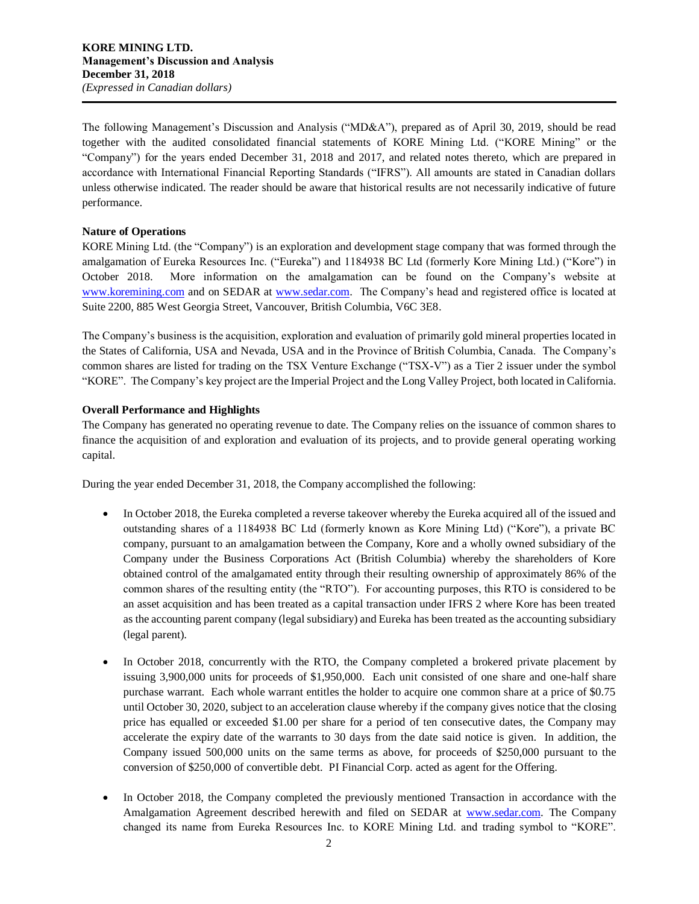**KORE MINING LTD.**
**Management's Discussion and Analysis**
**December 31, 2018**
*(Expressed in Canadian dollars)*

The following Management's Discussion and Analysis ("MD&A"), prepared as of April 30, 2019, should be read together with the audited consolidated financial statements of KORE Mining Ltd. ("KORE Mining" or the "Company") for the years ended December 31, 2018 and 2017, and related notes thereto, which are prepared in accordance with International Financial Reporting Standards ("IFRS"). All amounts are stated in Canadian dollars unless otherwise indicated. The reader should be aware that historical results are not necessarily indicative of future performance.

**Nature of Operations**

KORE Mining Ltd. (the "Company") is an exploration and development stage company that was formed through the amalgamation of Eureka Resources Inc. ("Eureka") and 1184938 BC Ltd (formerly Kore Mining Ltd.) ("Kore") in October 2018. More information on the amalgamation can be found on the Company's website at www.koremining.com and on SEDAR at www.sedar.com. The Company's head and registered office is located at Suite 2200, 885 West Georgia Street, Vancouver, British Columbia, V6C 3E8.

The Company's business is the acquisition, exploration and evaluation of primarily gold mineral properties located in the States of California, USA and Nevada, USA and in the Province of British Columbia, Canada. The Company's common shares are listed for trading on the TSX Venture Exchange ("TSX-V") as a Tier 2 issuer under the symbol "KORE". The Company's key project are the Imperial Project and the Long Valley Project, both located in California.

**Overall Performance and Highlights**

The Company has generated no operating revenue to date. The Company relies on the issuance of common shares to finance the acquisition of and exploration and evaluation of its projects, and to provide general operating working capital.

During the year ended December 31, 2018, the Company accomplished the following:

- In October 2018, the Eureka completed a reverse takeover whereby the Eureka acquired all of the issued and outstanding shares of a 1184938 BC Ltd (formerly known as Kore Mining Ltd) ("Kore"), a private BC company, pursuant to an amalgamation between the Company, Kore and a wholly owned subsidiary of the Company under the Business Corporations Act (British Columbia) whereby the shareholders of Kore obtained control of the amalgamated entity through their resulting ownership of approximately 86% of the common shares of the resulting entity (the "RTO"). For accounting purposes, this RTO is considered to be an asset acquisition and has been treated as a capital transaction under IFRS 2 where Kore has been treated as the accounting parent company (legal subsidiary) and Eureka has been treated as the accounting subsidiary (legal parent).

- In October 2018, concurrently with the RTO, the Company completed a brokered private placement by issuing 3,900,000 units for proceeds of $1,950,000. Each unit consisted of one share and one-half share purchase warrant. Each whole warrant entitles the holder to acquire one common share at a price of $0.75 until October 30, 2020, subject to an acceleration clause whereby if the company gives notice that the closing price has equalled or exceeded $1.00 per share for a period of ten consecutive dates, the Company may accelerate the expiry date of the warrants to 30 days from the date said notice is given. In addition, the Company issued 500,000 units on the same terms as above, for proceeds of $250,000 pursuant to the conversion of $250,000 of convertible debt. PI Financial Corp. acted as agent for the Offering.

- In October 2018, the Company completed the previously mentioned Transaction in accordance with the Amalgamation Agreement described herewith and filed on SEDAR at www.sedar.com. The Company changed its name from Eureka Resources Inc. to KORE Mining Ltd. and trading symbol to "KORE".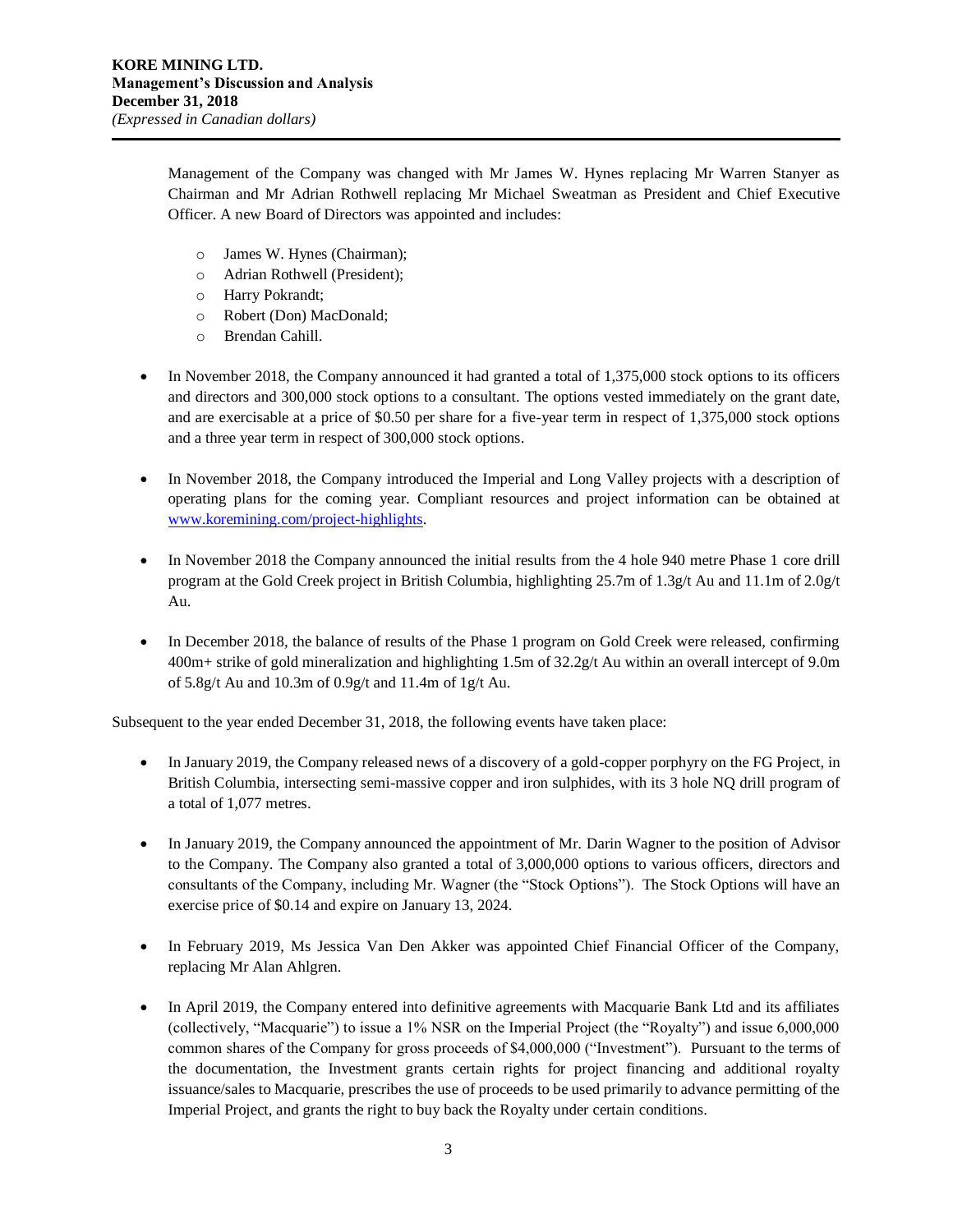Management of the Company was changed with Mr James W. Hynes replacing Mr Warren Stanyer as Chairman and Mr Adrian Rothwell replacing Mr Michael Sweatman as President and Chief Executive Officer. A new Board of Directors was appointed and includes:

  - James W. Hynes (Chairman);
  - Adrian Rothwell (President);
  - Harry Pokrandt;
  - Robert (Don) MacDonald;
  - Brendan Cahill.

- In November 2018, the Company announced it had granted a total of 1,375,000 stock options to its officers and directors and 300,000 stock options to a consultant. The options vested immediately on the grant date, and are exercisable at a price of $0.50 per share for a five-year term in respect of 1,375,000 stock options and a three year term in respect of 300,000 stock options.

- In November 2018, the Company introduced the Imperial and Long Valley projects with a description of operating plans for the coming year. Compliant resources and project information can be obtained at www.koremining.com/project-highlights.

- In November 2018 the Company announced the initial results from the 4 hole 940 metre Phase 1 core drill program at the Gold Creek project in British Columbia, highlighting 25.7m of 1.3g/t Au and 11.1m of 2.0g/t Au.

- In December 2018, the balance of results of the Phase 1 program on Gold Creek were released, confirming 400m+ strike of gold mineralization and highlighting 1.5m of 32.2g/t Au within an overall intercept of 9.0m of 5.8g/t Au and 10.3m of 0.9g/t and 11.4m of 1g/t Au.

Subsequent to the year ended December 31, 2018, the following events have taken place:

- In January 2019, the Company released news of a discovery of a gold-copper porphyry on the FG Project, in British Columbia, intersecting semi-massive copper and iron sulphides, with its 3 hole NQ drill program of a total of 1,077 metres.

- In January 2019, the Company announced the appointment of Mr. Darin Wagner to the position of Advisor to the Company. The Company also granted a total of 3,000,000 options to various officers, directors and consultants of the Company, including Mr. Wagner (the "Stock Options"). The Stock Options will have an exercise price of $0.14 and expire on January 13, 2024.

- In February 2019, Ms Jessica Van Den Akker was appointed Chief Financial Officer of the Company, replacing Mr Alan Ahlgren.

- In April 2019, the Company entered into definitive agreements with Macquarie Bank Ltd and its affiliates (collectively, "Macquarie") to issue a 1% NSR on the Imperial Project (the "Royalty") and issue 6,000,000 common shares of the Company for gross proceeds of $4,000,000 ("Investment"). Pursuant to the terms of the documentation, the Investment grants certain rights for project financing and additional royalty issuance/sales to Macquarie, prescribes the use of proceeds to be used primarily to advance permitting of the Imperial Project, and grants the right to buy back the Royalty under certain conditions.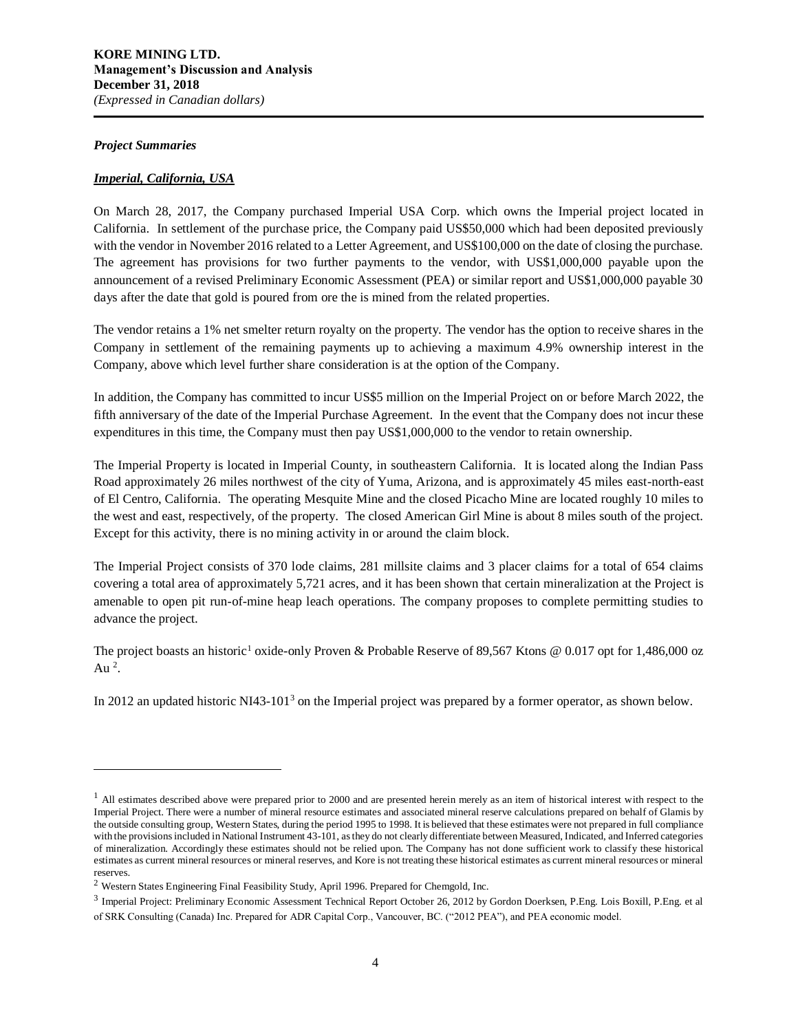***Project Summaries***

***Imperial, California, USA***

On March 28, 2017, the Company purchased Imperial USA Corp. which owns the Imperial project located in California. In settlement of the purchase price, the Company paid US$50,000 which had been deposited previously with the vendor in November 2016 related to a Letter Agreement, and US$100,000 on the date of closing the purchase. The agreement has provisions for two further payments to the vendor, with US$1,000,000 payable upon the announcement of a revised Preliminary Economic Assessment (PEA) or similar report and US$1,000,000 payable 30 days after the date that gold is poured from ore the is mined from the related properties.

The vendor retains a 1% net smelter return royalty on the property. The vendor has the option to receive shares in the Company in settlement of the remaining payments up to achieving a maximum 4.9% ownership interest in the Company, above which level further share consideration is at the option of the Company.

In addition, the Company has committed to incur US$5 million on the Imperial Project on or before March 2022, the fifth anniversary of the date of the Imperial Purchase Agreement. In the event that the Company does not incur these expenditures in this time, the Company must then pay US$1,000,000 to the vendor to retain ownership.

The Imperial Property is located in Imperial County, in southeastern California. It is located along the Indian Pass Road approximately 26 miles northwest of the city of Yuma, Arizona, and is approximately 45 miles east-north-east of El Centro, California. The operating Mesquite Mine and the closed Picacho Mine are located roughly 10 miles to the west and east, respectively, of the property. The closed American Girl Mine is about 8 miles south of the project. Except for this activity, there is no mining activity in or around the claim block.

The Imperial Project consists of 370 lode claims, 281 millsite claims and 3 placer claims for a total of 654 claims covering a total area of approximately 5,721 acres, and it has been shown that certain mineralization at the Project is amenable to open pit run-of-mine heap leach operations. The company proposes to complete permitting studies to advance the project.

The project boasts an historic[1] oxide-only Proven & Probable Reserve of 89,567 Ktons @ 0.017 opt for 1,486,000 oz Au [2].

In 2012 an updated historic NI43-101[3] on the Imperial project was prepared by a former operator, as shown below.

---

[1] All estimates described above were prepared prior to 2000 and are presented herein merely as an item of historical interest with respect to the Imperial Project. There were a number of mineral resource estimates and associated mineral reserve calculations prepared on behalf of Glamis by the outside consulting group, Western States, during the period 1995 to 1998. It is believed that these estimates were not prepared in full compliance with the provisions included in National Instrument 43-101, as they do not clearly differentiate between Measured, Indicated, and Inferred categories of mineralization. Accordingly these estimates should not be relied upon. The Company has not done sufficient work to classify these historical estimates as current mineral resources or mineral reserves, and Kore is not treating these historical estimates as current mineral resources or mineral reserves.

[2] Western States Engineering Final Feasibility Study, April 1996. Prepared for Chemgold, Inc.

[3] Imperial Project: Preliminary Economic Assessment Technical Report October 26, 2012 by Gordon Doerksen, P.Eng. Lois Boxill, P.Eng. et al of SRK Consulting (Canada) Inc. Prepared for ADR Capital Corp., Vancouver, BC. ("2012 PEA"), and PEA economic model.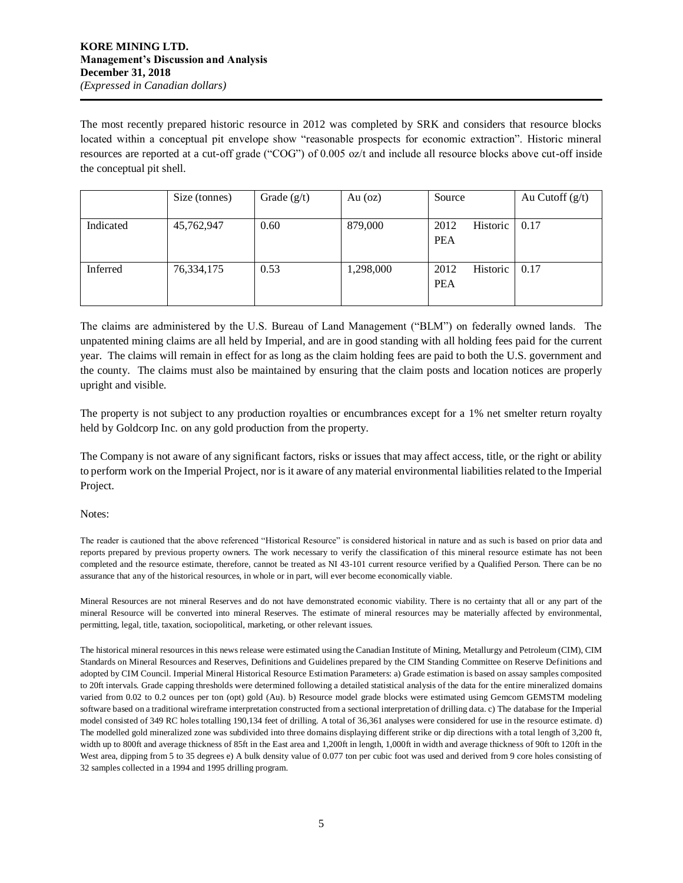The most recently prepared historic resource in 2012 was completed by SRK and considers that resource blocks located within a conceptual pit envelope show "reasonable prospects for economic extraction". Historic mineral resources are reported at a cut-off grade ("COG") of 0.005 oz/t and include all resource blocks above cut-off inside the conceptual pit shell.

| | Size (tonnes) | Grade (g/t) | Au (oz) | Source | Au Cutoff (g/t) |
|---|---|---|---|---|---|
| Indicated | 45,762,947 | 0.60 | 879,000 | 2012 Historic PEA | 0.17 |
| Inferred | 76,334,175 | 0.53 | 1,298,000 | 2012 Historic PEA | 0.17 |

The claims are administered by the U.S. Bureau of Land Management ("BLM") on federally owned lands. The unpatented mining claims are all held by Imperial, and are in good standing with all holding fees paid for the current year. The claims will remain in effect for as long as the claim holding fees are paid to both the U.S. government and the county. The claims must also be maintained by ensuring that the claim posts and location notices are properly upright and visible.

The property is not subject to any production royalties or encumbrances except for a 1% net smelter return royalty held by Goldcorp Inc. on any gold production from the property.

The Company is not aware of any significant factors, risks or issues that may affect access, title, or the right or ability to perform work on the Imperial Project, nor is it aware of any material environmental liabilities related to the Imperial Project.

Notes:

The reader is cautioned that the above referenced "Historical Resource" is considered historical in nature and as such is based on prior data and reports prepared by previous property owners. The work necessary to verify the classification of this mineral resource estimate has not been completed and the resource estimate, therefore, cannot be treated as NI 43-101 current resource verified by a Qualified Person. There can be no assurance that any of the historical resources, in whole or in part, will ever become economically viable.

Mineral Resources are not mineral Reserves and do not have demonstrated economic viability. There is no certainty that all or any part of the mineral Resource will be converted into mineral Reserves. The estimate of mineral resources may be materially affected by environmental, permitting, legal, title, taxation, sociopolitical, marketing, or other relevant issues.

The historical mineral resources in this news release were estimated using the Canadian Institute of Mining, Metallurgy and Petroleum (CIM), CIM Standards on Mineral Resources and Reserves, Definitions and Guidelines prepared by the CIM Standing Committee on Reserve Definitions and adopted by CIM Council. Imperial Mineral Historical Resource Estimation Parameters: a) Grade estimation is based on assay samples composited to 20ft intervals. Grade capping thresholds were determined following a detailed statistical analysis of the data for the entire mineralized domains varied from 0.02 to 0.2 ounces per ton (opt) gold (Au). b) Resource model grade blocks were estimated using Gemcom GEMSTM modeling software based on a traditional wireframe interpretation constructed from a sectional interpretation of drilling data. c) The database for the Imperial model consisted of 349 RC holes totalling 190,134 feet of drilling. A total of 36,361 analyses were considered for use in the resource estimate. d) The modelled gold mineralized zone was subdivided into three domains displaying different strike or dip directions with a total length of 3,200 ft, width up to 800ft and average thickness of 85ft in the East area and 1,200ft in length, 1,000ft in width and average thickness of 90ft to 120ft in the West area, dipping from 5 to 35 degrees e) A bulk density value of 0.077 ton per cubic foot was used and derived from 9 core holes consisting of 32 samples collected in a 1994 and 1995 drilling program.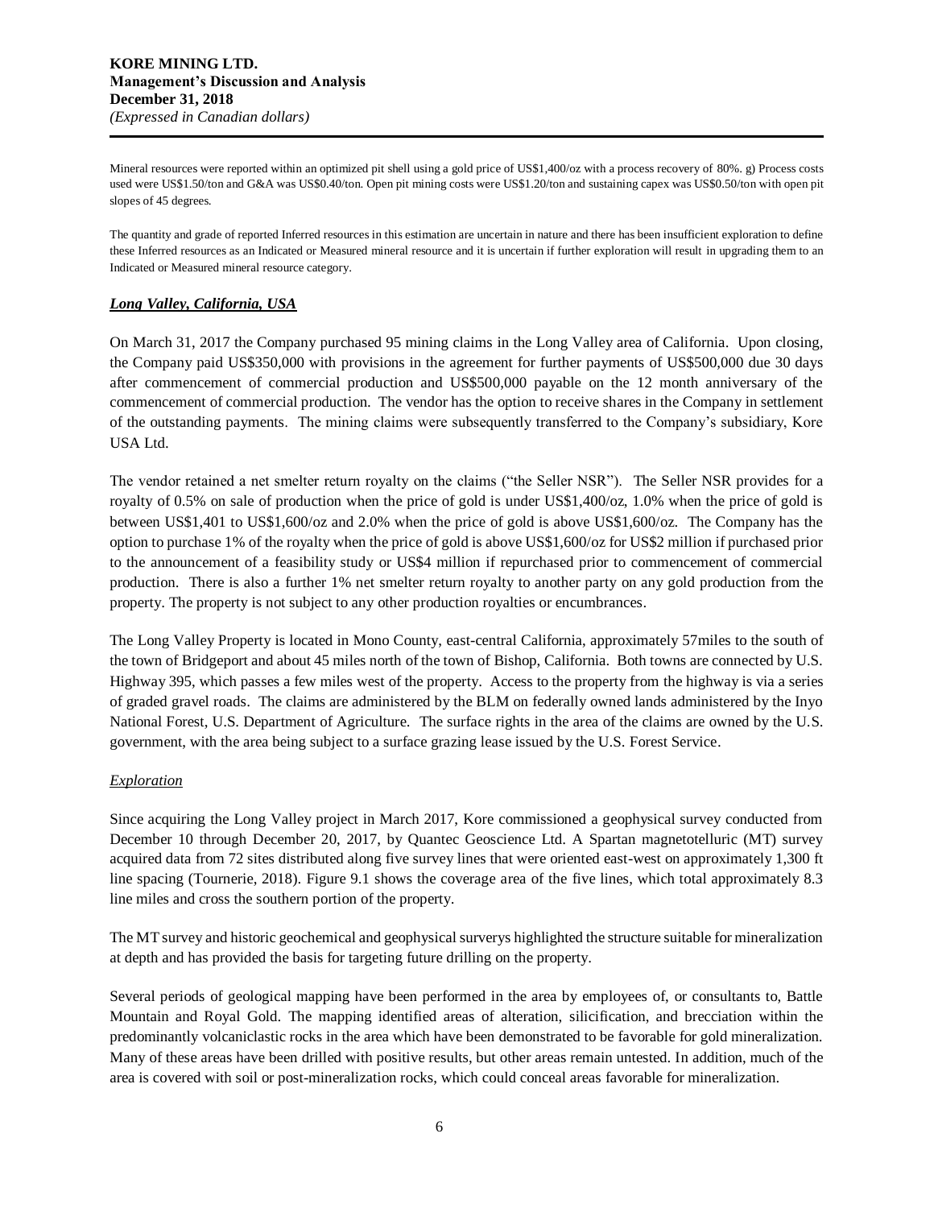Mineral resources were reported within an optimized pit shell using a gold price of US$1,400/oz with a process recovery of 80%. g) Process costs used were US$1.50/ton and G&A was US$0.40/ton. Open pit mining costs were US$1.20/ton and sustaining capex was US$0.50/ton with open pit slopes of 45 degrees.

The quantity and grade of reported Inferred resources in this estimation are uncertain in nature and there has been insufficient exploration to define these Inferred resources as an Indicated or Measured mineral resource and it is uncertain if further exploration will result in upgrading them to an Indicated or Measured mineral resource category.

### ***Long Valley, California, USA***

On March 31, 2017 the Company purchased 95 mining claims in the Long Valley area of California. Upon closing, the Company paid US$350,000 with provisions in the agreement for further payments of US$500,000 due 30 days after commencement of commercial production and US$500,000 payable on the 12 month anniversary of the commencement of commercial production. The vendor has the option to receive shares in the Company in settlement of the outstanding payments. The mining claims were subsequently transferred to the Company's subsidiary, Kore USA Ltd.

The vendor retained a net smelter return royalty on the claims ("the Seller NSR"). The Seller NSR provides for a royalty of 0.5% on sale of production when the price of gold is under US$1,400/oz, 1.0% when the price of gold is between US$1,401 to US$1,600/oz and 2.0% when the price of gold is above US$1,600/oz. The Company has the option to purchase 1% of the royalty when the price of gold is above US$1,600/oz for US$2 million if purchased prior to the announcement of a feasibility study or US$4 million if repurchased prior to commencement of commercial production. There is also a further 1% net smelter return royalty to another party on any gold production from the property. The property is not subject to any other production royalties or encumbrances.

The Long Valley Property is located in Mono County, east-central California, approximately 57miles to the south of the town of Bridgeport and about 45 miles north of the town of Bishop, California. Both towns are connected by U.S. Highway 395, which passes a few miles west of the property. Access to the property from the highway is via a series of graded gravel roads. The claims are administered by the BLM on federally owned lands administered by the Inyo National Forest, U.S. Department of Agriculture. The surface rights in the area of the claims are owned by the U.S. government, with the area being subject to a surface grazing lease issued by the U.S. Forest Service.

#### *Exploration*

Since acquiring the Long Valley project in March 2017, Kore commissioned a geophysical survey conducted from December 10 through December 20, 2017, by Quantec Geoscience Ltd. A Spartan magnetotelluric (MT) survey acquired data from 72 sites distributed along five survey lines that were oriented east-west on approximately 1,300 ft line spacing (Tournerie, 2018). Figure 9.1 shows the coverage area of the five lines, which total approximately 8.3 line miles and cross the southern portion of the property.

The MT survey and historic geochemical and geophysical surverys highlighted the structure suitable for mineralization at depth and has provided the basis for targeting future drilling on the property.

Several periods of geological mapping have been performed in the area by employees of, or consultants to, Battle Mountain and Royal Gold. The mapping identified areas of alteration, silicification, and brecciation within the predominantly volcaniclastic rocks in the area which have been demonstrated to be favorable for gold mineralization. Many of these areas have been drilled with positive results, but other areas remain untested. In addition, much of the area is covered with soil or post-mineralization rocks, which could conceal areas favorable for mineralization.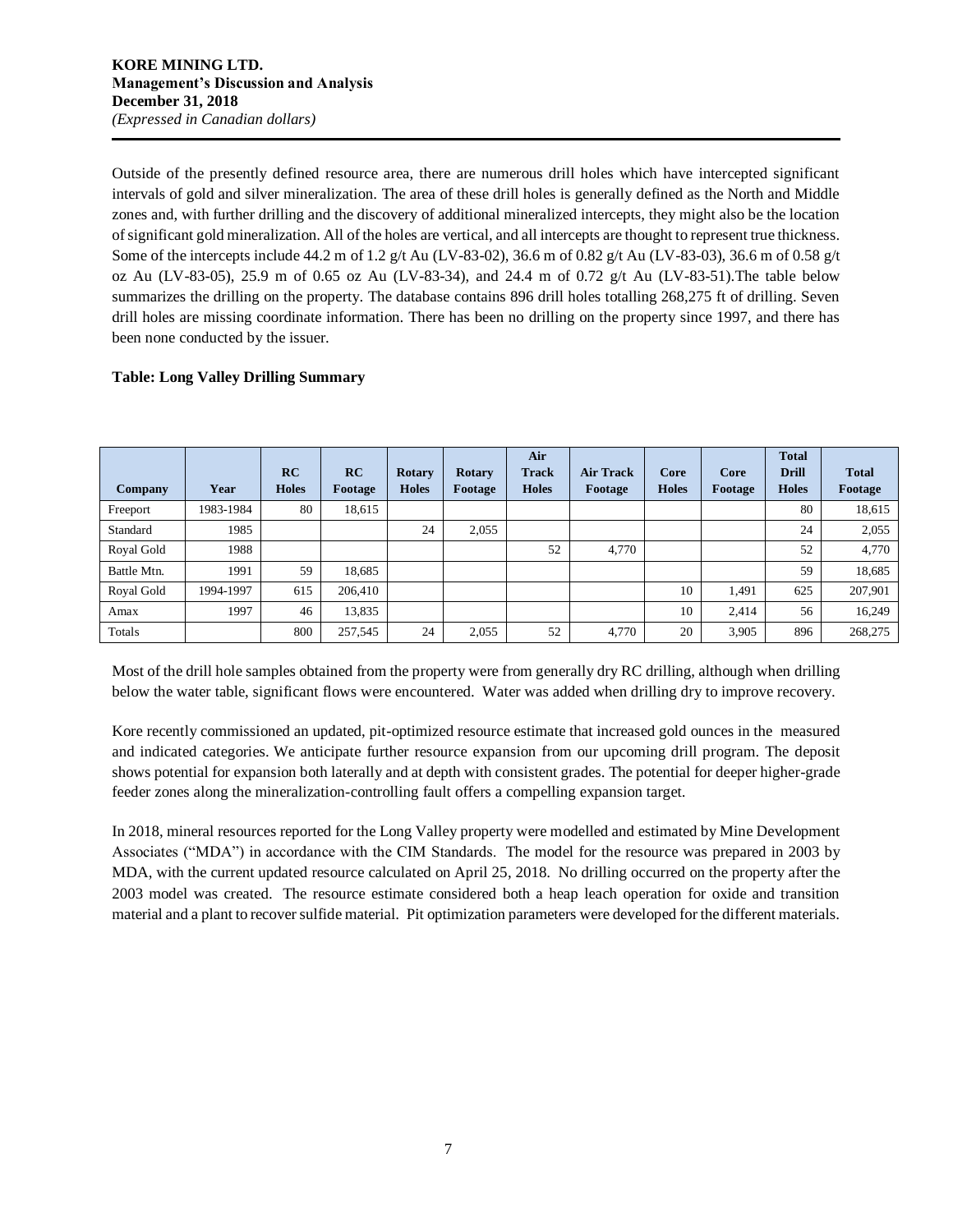Outside of the presently defined resource area, there are numerous drill holes which have intercepted significant intervals of gold and silver mineralization. The area of these drill holes is generally defined as the North and Middle zones and, with further drilling and the discovery of additional mineralized intercepts, they might also be the location of significant gold mineralization. All of the holes are vertical, and all intercepts are thought to represent true thickness. Some of the intercepts include 44.2 m of 1.2 g/t Au (LV-83-02), 36.6 m of 0.82 g/t Au (LV-83-03), 36.6 m of 0.58 g/t oz Au (LV-83-05), 25.9 m of 0.65 oz Au (LV-83-34), and 24.4 m of 0.72 g/t Au (LV-83-51).The table below summarizes the drilling on the property. The database contains 896 drill holes totalling 268,275 ft of drilling. Seven drill holes are missing coordinate information. There has been no drilling on the property since 1997, and there has been none conducted by the issuer.

**Table: Long Valley Drilling Summary**

| Company | Year | RC Holes | RC Footage | Rotary Holes | Rotary Footage | Air Track Holes | Air Track Footage | Core Holes | Core Footage | Total Drill Holes | Total Footage |
|---|---|---|---|---|---|---|---|---|---|---|---|
| Freeport | 1983-1984 | 80 | 18,615 | | | | | | | 80 | 18,615 |
| Standard | 1985 | | | 24 | 2,055 | | | | | 24 | 2,055 |
| Royal Gold | 1988 | | | | | 52 | 4,770 | | | 52 | 4,770 |
| Battle Mtn. | 1991 | 59 | 18,685 | | | | | | | 59 | 18,685 |
| Royal Gold | 1994-1997 | 615 | 206,410 | | | | | 10 | 1,491 | 625 | 207,901 |
| Amax | 1997 | 46 | 13,835 | | | | | 10 | 2,414 | 56 | 16,249 |
| Totals | | 800 | 257,545 | 24 | 2,055 | 52 | 4,770 | 20 | 3,905 | 896 | 268,275 |

Most of the drill hole samples obtained from the property were from generally dry RC drilling, although when drilling below the water table, significant flows were encountered. Water was added when drilling dry to improve recovery.

Kore recently commissioned an updated, pit-optimized resource estimate that increased gold ounces in the measured and indicated categories. We anticipate further resource expansion from our upcoming drill program. The deposit shows potential for expansion both laterally and at depth with consistent grades. The potential for deeper higher-grade feeder zones along the mineralization-controlling fault offers a compelling expansion target.

In 2018, mineral resources reported for the Long Valley property were modelled and estimated by Mine Development Associates ("MDA") in accordance with the CIM Standards. The model for the resource was prepared in 2003 by MDA, with the current updated resource calculated on April 25, 2018. No drilling occurred on the property after the 2003 model was created. The resource estimate considered both a heap leach operation for oxide and transition material and a plant to recover sulfide material. Pit optimization parameters were developed for the different materials.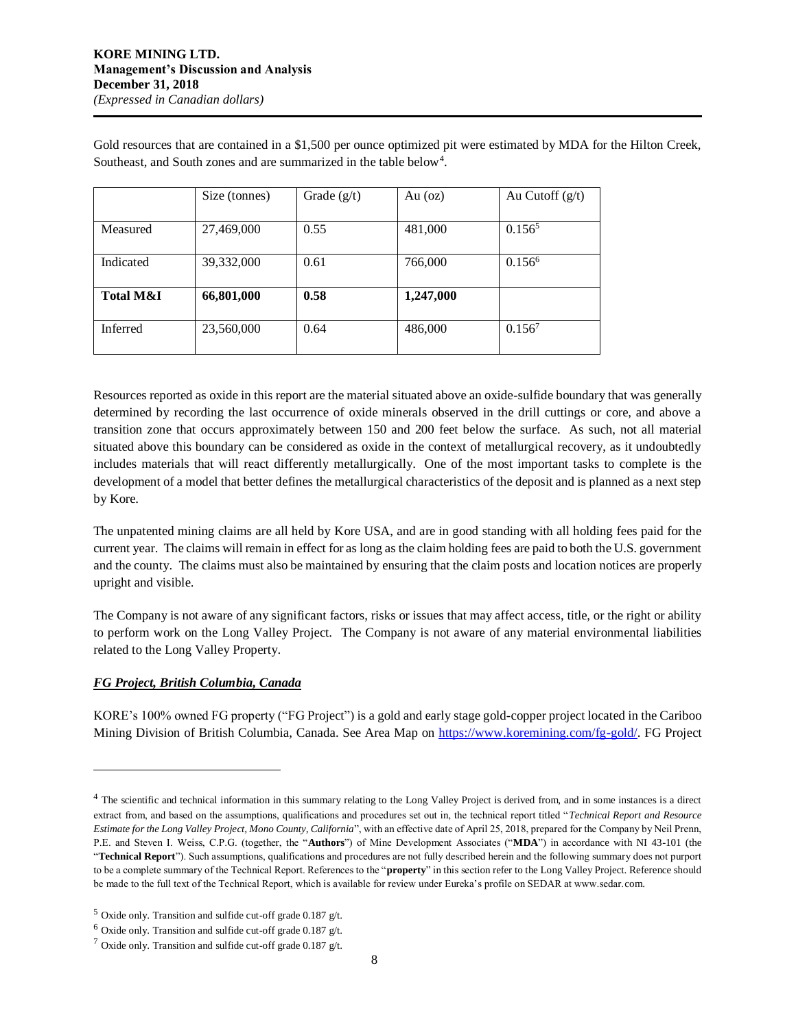Gold resources that are contained in a $1,500 per ounce optimized pit were estimated by MDA for the Hilton Creek, Southeast, and South zones and are summarized in the table below[4].

| | Size (tonnes) | Grade (g/t) | Au (oz) | Au Cutoff (g/t) |
|---|---|---|---|---|
| Measured | 27,469,000 | 0.55 | 481,000 | 0.156[5] |
| Indicated | 39,332,000 | 0.61 | 766,000 | 0.156[6] |
| **Total M&I** | **66,801,000** | **0.58** | **1,247,000** | |
| Inferred | 23,560,000 | 0.64 | 486,000 | 0.156[7] |

Resources reported as oxide in this report are the material situated above an oxide-sulfide boundary that was generally determined by recording the last occurrence of oxide minerals observed in the drill cuttings or core, and above a transition zone that occurs approximately between 150 and 200 feet below the surface. As such, not all material situated above this boundary can be considered as oxide in the context of metallurgical recovery, as it undoubtedly includes materials that will react differently metallurgically. One of the most important tasks to complete is the development of a model that better defines the metallurgical characteristics of the deposit and is planned as a next step by Kore.

The unpatented mining claims are all held by Kore USA, and are in good standing with all holding fees paid for the current year. The claims will remain in effect for as long as the claim holding fees are paid to both the U.S. government and the county. The claims must also be maintained by ensuring that the claim posts and location notices are properly upright and visible.

The Company is not aware of any significant factors, risks or issues that may affect access, title, or the right or ability to perform work on the Long Valley Project. The Company is not aware of any material environmental liabilities related to the Long Valley Property.

### ***FG Project, British Columbia, Canada***

KORE's 100% owned FG property ("FG Project") is a gold and early stage gold-copper project located in the Cariboo Mining Division of British Columbia, Canada. See Area Map on https://www.koremining.com/fg-gold/. FG Project

---

[4] The scientific and technical information in this summary relating to the Long Valley Project is derived from, and in some instances is a direct extract from, and based on the assumptions, qualifications and procedures set out in, the technical report titled "*Technical Report and Resource Estimate for the Long Valley Project, Mono County, California*", with an effective date of April 25, 2018, prepared for the Company by Neil Prenn, P.E. and Steven I. Weiss, C.P.G. (together, the "**Authors**") of Mine Development Associates ("**MDA**") in accordance with NI 43-101 (the "**Technical Report**"). Such assumptions, qualifications and procedures are not fully described herein and the following summary does not purport to be a complete summary of the Technical Report. References to the "**property**" in this section refer to the Long Valley Project. Reference should be made to the full text of the Technical Report, which is available for review under Eureka's profile on SEDAR at www.sedar.com.

[5] Oxide only. Transition and sulfide cut-off grade 0.187 g/t.

[6] Oxide only. Transition and sulfide cut-off grade 0.187 g/t.

[7] Oxide only. Transition and sulfide cut-off grade 0.187 g/t.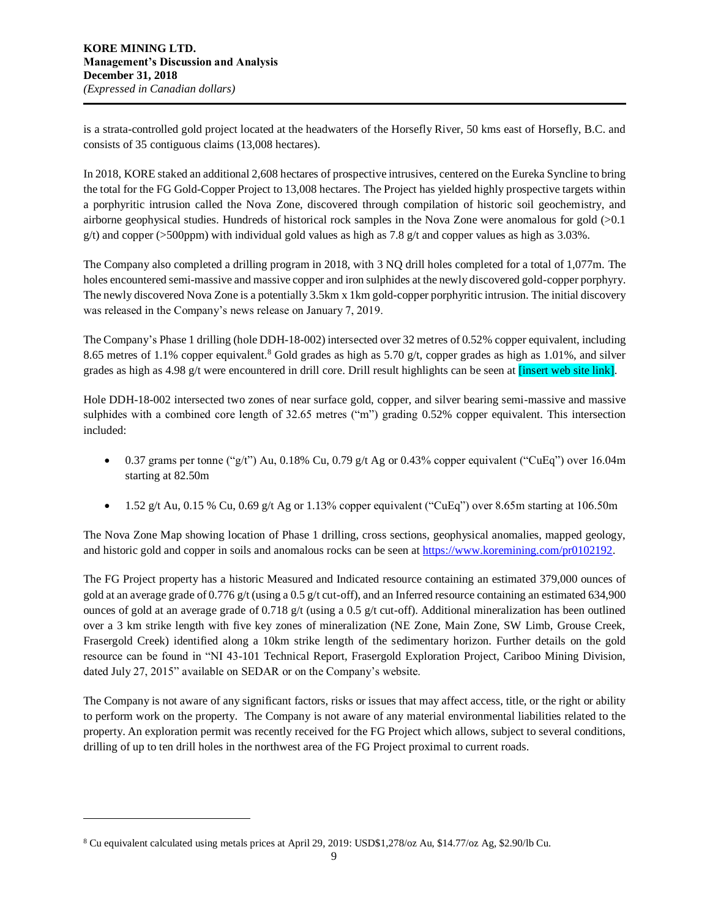is a strata-controlled gold project located at the headwaters of the Horsefly River, 50 kms east of Horsefly, B.C. and consists of 35 contiguous claims (13,008 hectares).

In 2018, KORE staked an additional 2,608 hectares of prospective intrusives, centered on the Eureka Syncline to bring the total for the FG Gold-Copper Project to 13,008 hectares. The Project has yielded highly prospective targets within a porphyritic intrusion called the Nova Zone, discovered through compilation of historic soil geochemistry, and airborne geophysical studies. Hundreds of historical rock samples in the Nova Zone were anomalous for gold (>0.1 g/t) and copper (>500ppm) with individual gold values as high as 7.8 g/t and copper values as high as 3.03%.

The Company also completed a drilling program in 2018, with 3 NQ drill holes completed for a total of 1,077m. The holes encountered semi-massive and massive copper and iron sulphides at the newly discovered gold-copper porphyry. The newly discovered Nova Zone is a potentially 3.5km x 1km gold-copper porphyritic intrusion. The initial discovery was released in the Company's news release on January 7, 2019.

The Company's Phase 1 drilling (hole DDH-18-002) intersected over 32 metres of 0.52% copper equivalent, including 8.65 metres of 1.1% copper equivalent.[8] Gold grades as high as 5.70 g/t, copper grades as high as 1.01%, and silver grades as high as 4.98 g/t were encountered in drill core. Drill result highlights can be seen at [insert web site link].

Hole DDH-18-002 intersected two zones of near surface gold, copper, and silver bearing semi-massive and massive sulphides with a combined core length of 32.65 metres ("m") grading 0.52% copper equivalent. This intersection included:

- 0.37 grams per tonne ("g/t") Au, 0.18% Cu, 0.79 g/t Ag or 0.43% copper equivalent ("CuEq") over 16.04m starting at 82.50m
- 1.52 g/t Au, 0.15 % Cu, 0.69 g/t Ag or 1.13% copper equivalent ("CuEq") over 8.65m starting at 106.50m

The Nova Zone Map showing location of Phase 1 drilling, cross sections, geophysical anomalies, mapped geology, and historic gold and copper in soils and anomalous rocks can be seen at https://www.koremining.com/pr0102192.

The FG Project property has a historic Measured and Indicated resource containing an estimated 379,000 ounces of gold at an average grade of 0.776 g/t (using a 0.5 g/t cut-off), and an Inferred resource containing an estimated 634,900 ounces of gold at an average grade of 0.718 g/t (using a 0.5 g/t cut-off). Additional mineralization has been outlined over a 3 km strike length with five key zones of mineralization (NE Zone, Main Zone, SW Limb, Grouse Creek, Frasergold Creek) identified along a 10km strike length of the sedimentary horizon. Further details on the gold resource can be found in "NI 43-101 Technical Report, Frasergold Exploration Project, Cariboo Mining Division, dated July 27, 2015" available on SEDAR or on the Company's website.

The Company is not aware of any significant factors, risks or issues that may affect access, title, or the right or ability to perform work on the property. The Company is not aware of any material environmental liabilities related to the property. An exploration permit was recently received for the FG Project which allows, subject to several conditions, drilling of up to ten drill holes in the northwest area of the FG Project proximal to current roads.

---

[8] Cu equivalent calculated using metals prices at April 29, 2019: USD$1,278/oz Au, $14.77/oz Ag, $2.90/lb Cu.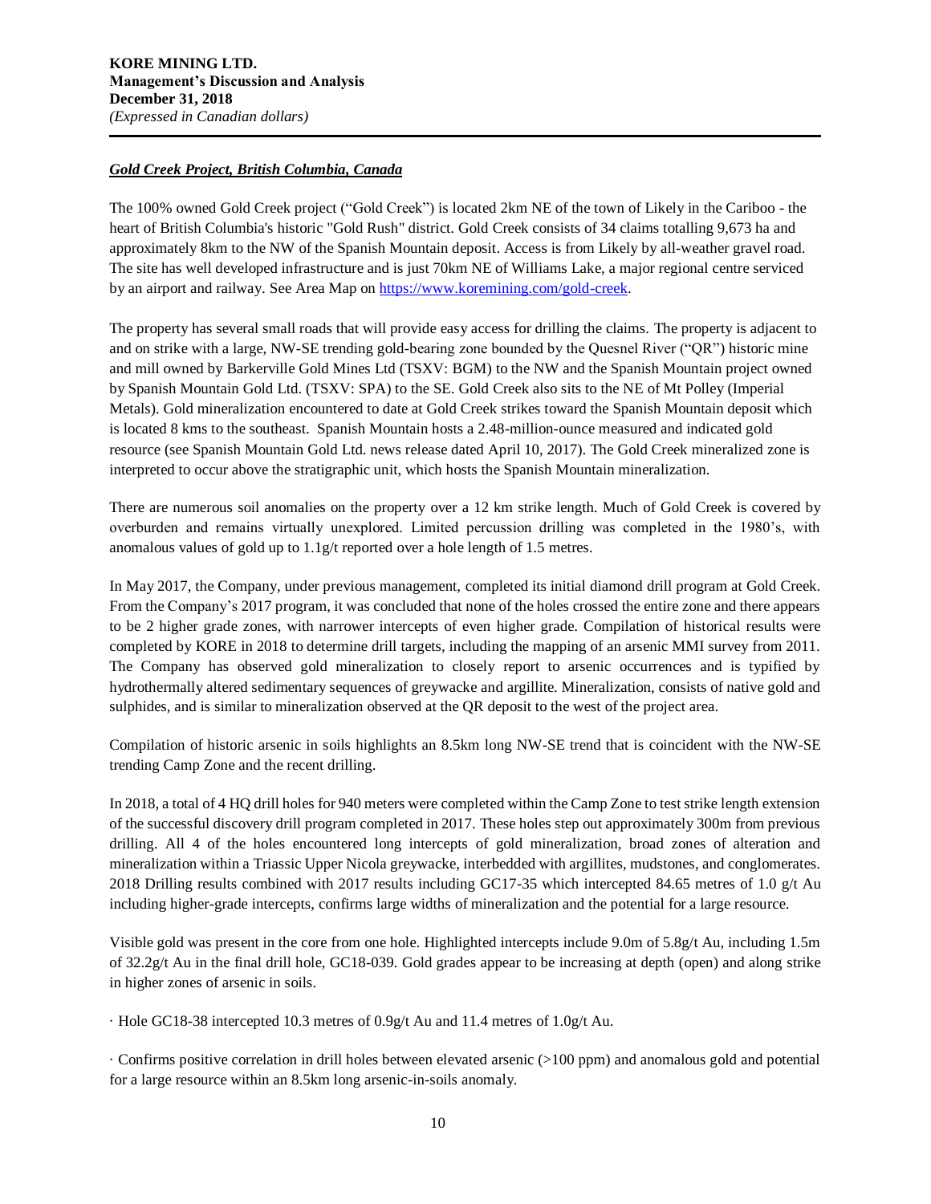### ***Gold Creek Project, British Columbia, Canada***

The 100% owned Gold Creek project ("Gold Creek") is located 2km NE of the town of Likely in the Cariboo - the heart of British Columbia's historic "Gold Rush" district. Gold Creek consists of 34 claims totalling 9,673 ha and approximately 8km to the NW of the Spanish Mountain deposit. Access is from Likely by all-weather gravel road. The site has well developed infrastructure and is just 70km NE of Williams Lake, a major regional centre serviced by an airport and railway. See Area Map on [https://www.koremining.com/gold-creek](https://www.koremining.com/gold-creek).

The property has several small roads that will provide easy access for drilling the claims. The property is adjacent to and on strike with a large, NW-SE trending gold-bearing zone bounded by the Quesnel River ("QR") historic mine and mill owned by Barkerville Gold Mines Ltd (TSXV: BGM) to the NW and the Spanish Mountain project owned by Spanish Mountain Gold Ltd. (TSXV: SPA) to the SE. Gold Creek also sits to the NE of Mt Polley (Imperial Metals). Gold mineralization encountered to date at Gold Creek strikes toward the Spanish Mountain deposit which is located 8 kms to the southeast. Spanish Mountain hosts a 2.48-million-ounce measured and indicated gold resource (see Spanish Mountain Gold Ltd. news release dated April 10, 2017). The Gold Creek mineralized zone is interpreted to occur above the stratigraphic unit, which hosts the Spanish Mountain mineralization.

There are numerous soil anomalies on the property over a 12 km strike length. Much of Gold Creek is covered by overburden and remains virtually unexplored. Limited percussion drilling was completed in the 1980's, with anomalous values of gold up to 1.1g/t reported over a hole length of 1.5 metres.

In May 2017, the Company, under previous management, completed its initial diamond drill program at Gold Creek. From the Company's 2017 program, it was concluded that none of the holes crossed the entire zone and there appears to be 2 higher grade zones, with narrower intercepts of even higher grade. Compilation of historical results were completed by KORE in 2018 to determine drill targets, including the mapping of an arsenic MMI survey from 2011. The Company has observed gold mineralization to closely report to arsenic occurrences and is typified by hydrothermally altered sedimentary sequences of greywacke and argillite. Mineralization, consists of native gold and sulphides, and is similar to mineralization observed at the QR deposit to the west of the project area.

Compilation of historic arsenic in soils highlights an 8.5km long NW-SE trend that is coincident with the NW-SE trending Camp Zone and the recent drilling.

In 2018, a total of 4 HQ drill holes for 940 meters were completed within the Camp Zone to test strike length extension of the successful discovery drill program completed in 2017. These holes step out approximately 300m from previous drilling. All 4 of the holes encountered long intercepts of gold mineralization, broad zones of alteration and mineralization within a Triassic Upper Nicola greywacke, interbedded with argillites, mudstones, and conglomerates. 2018 Drilling results combined with 2017 results including GC17-35 which intercepted 84.65 metres of 1.0 g/t Au including higher-grade intercepts, confirms large widths of mineralization and the potential for a large resource.

Visible gold was present in the core from one hole. Highlighted intercepts include 9.0m of 5.8g/t Au, including 1.5m of 32.2g/t Au in the final drill hole, GC18-039. Gold grades appear to be increasing at depth (open) and along strike in higher zones of arsenic in soils.

· Hole GC18-38 intercepted 10.3 metres of 0.9g/t Au and 11.4 metres of 1.0g/t Au.

· Confirms positive correlation in drill holes between elevated arsenic (>100 ppm) and anomalous gold and potential for a large resource within an 8.5km long arsenic-in-soils anomaly.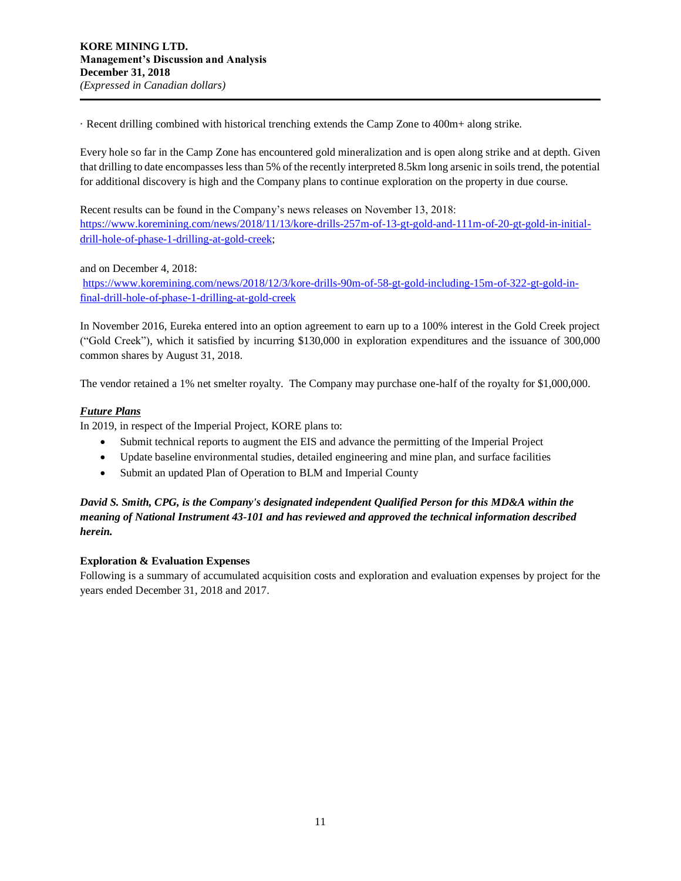· Recent drilling combined with historical trenching extends the Camp Zone to 400m+ along strike.

Every hole so far in the Camp Zone has encountered gold mineralization and is open along strike and at depth. Given that drilling to date encompasses less than 5% of the recently interpreted 8.5km long arsenic in soils trend, the potential for additional discovery is high and the Company plans to continue exploration on the property in due course.

Recent results can be found in the Company's news releases on November 13, 2018: https://www.koremining.com/news/2018/11/13/kore-drills-257m-of-13-gt-gold-and-111m-of-20-gt-gold-in-initial-drill-hole-of-phase-1-drilling-at-gold-creek;

and on December 4, 2018:
https://www.koremining.com/news/2018/12/3/kore-drills-90m-of-58-gt-gold-including-15m-of-322-gt-gold-in-final-drill-hole-of-phase-1-drilling-at-gold-creek

In November 2016, Eureka entered into an option agreement to earn up to a 100% interest in the Gold Creek project ("Gold Creek"), which it satisfied by incurring $130,000 in exploration expenditures and the issuance of 300,000 common shares by August 31, 2018.

The vendor retained a 1% net smelter royalty. The Company may purchase one-half of the royalty for $1,000,000.

***Future Plans***

In 2019, in respect of the Imperial Project, KORE plans to:

- Submit technical reports to augment the EIS and advance the permitting of the Imperial Project
- Update baseline environmental studies, detailed engineering and mine plan, and surface facilities
- Submit an updated Plan of Operation to BLM and Imperial County

***David S. Smith, CPG, is the Company's designated independent Qualified Person for this MD&A within the meaning of National Instrument 43-101 and has reviewed and approved the technical information described herein.***

**Exploration & Evaluation Expenses**

Following is a summary of accumulated acquisition costs and exploration and evaluation expenses by project for the years ended December 31, 2018 and 2017.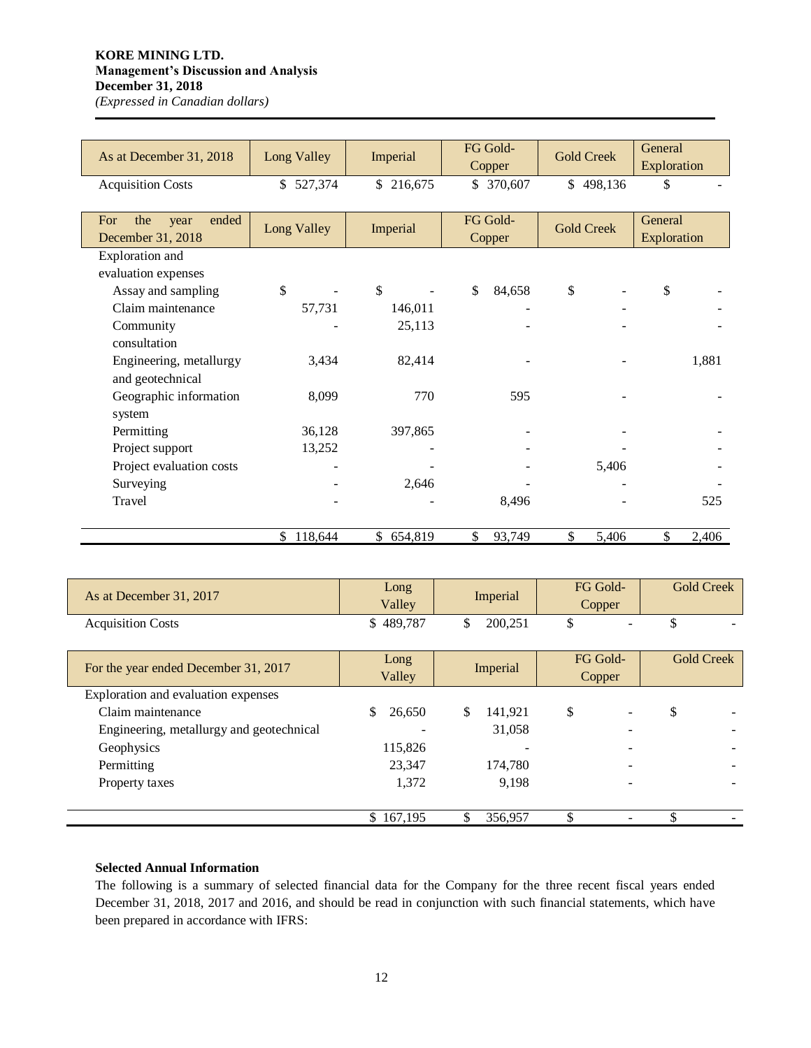| As at December 31, 2018 | Long Valley | Imperial | FG Gold-Copper | Gold Creek | General Exploration |
|---|---|---|---|---|---|
| Acquisition Costs | $ 527,374 | $ 216,675 | $ 370,607 | $ 498,136 | $ - |

| For the year ended December 31, 2018 | Long Valley | Imperial | FG Gold-Copper | Gold Creek | General Exploration |
|---|---|---|---|---|---|
| Exploration and evaluation expenses | | | | | |
| Assay and sampling | $ - | $ - | $ 84,658 | $ - | $ - |
| Claim maintenance | 57,731 | 146,011 | - | - | - |
| Community consultation | - | 25,113 | - | - | - |
| Engineering, metallurgy and geotechnical | 3,434 | 82,414 | - | - | 1,881 |
| Geographic information system | 8,099 | 770 | 595 | - | - |
| Permitting | 36,128 | 397,865 | - | - | - |
| Project support | 13,252 | - | - | - | - |
| Project evaluation costs | - | - | - | 5,406 | - |
| Surveying | - | 2,646 | - | - | - |
| Travel | - | - | 8,496 | - | 525 |
| | $ 118,644 | $ 654,819 | $ 93,749 | $ 5,406 | $ 2,406 |

| As at December 31, 2017 | Long Valley | Imperial | FG Gold-Copper | Gold Creek |
|---|---|---|---|---|
| Acquisition Costs | $ 489,787 | $ 200,251 | $ - | $ - |

| For the year ended December 31, 2017 | Long Valley | Imperial | FG Gold-Copper | Gold Creek |
|---|---|---|---|---|
| Exploration and evaluation expenses | | | | |
| Claim maintenance | $ 26,650 | $ 141,921 | $ - | $ - |
| Engineering, metallurgy and geotechnical | - | 31,058 | - | - |
| Geophysics | 115,826 | - | - | - |
| Permitting | 23,347 | 174,780 | - | - |
| Property taxes | 1,372 | 9,198 | - | - |
| | $ 167,195 | $ 356,957 | $ - | $ - |

**Selected Annual Information**

The following is a summary of selected financial data for the Company for the three recent fiscal years ended December 31, 2018, 2017 and 2016, and should be read in conjunction with such financial statements, which have been prepared in accordance with IFRS: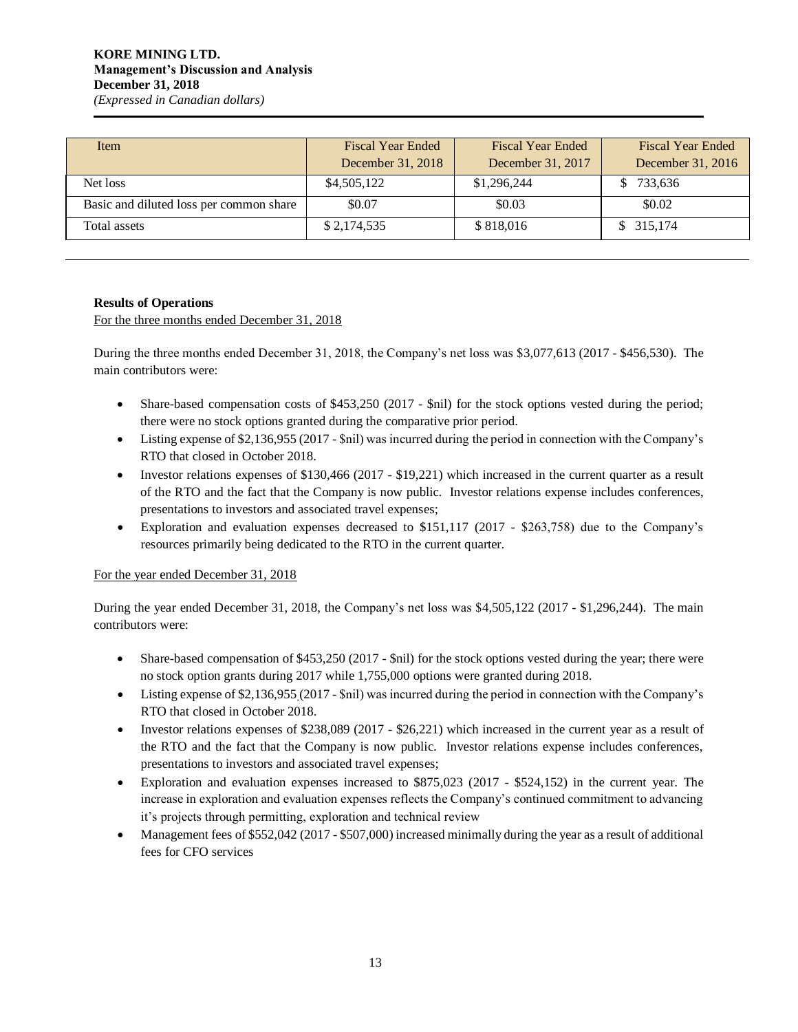| Item | Fiscal Year Ended December 31, 2018 | Fiscal Year Ended December 31, 2017 | Fiscal Year Ended December 31, 2016 |
|---|---|---|---|
| Net loss | $4,505,122 | $1,296,244 | $ 733,636 |
| Basic and diluted loss per common share | $0.07 | $0.03 | $0.02 |
| Total assets | $ 2,174,535 | $ 818,016 | $ 315,174 |

### Results of Operations

For the three months ended December 31, 2018

During the three months ended December 31, 2018, the Company's net loss was $3,077,613 (2017 - $456,530). The main contributors were:

- Share-based compensation costs of $453,250 (2017 - $nil) for the stock options vested during the period; there were no stock options granted during the comparative prior period.
- Listing expense of $2,136,955 (2017 - $nil) was incurred during the period in connection with the Company's RTO that closed in October 2018.
- Investor relations expenses of $130,466 (2017 - $19,221) which increased in the current quarter as a result of the RTO and the fact that the Company is now public. Investor relations expense includes conferences, presentations to investors and associated travel expenses;
- Exploration and evaluation expenses decreased to $151,117 (2017 - $263,758) due to the Company's resources primarily being dedicated to the RTO in the current quarter.

For the year ended December 31, 2018

During the year ended December 31, 2018, the Company's net loss was $4,505,122 (2017 - $1,296,244). The main contributors were:

- Share-based compensation of $453,250 (2017 - $nil) for the stock options vested during the year; there were no stock option grants during 2017 while 1,755,000 options were granted during 2018.
- Listing expense of $2,136,955 (2017 - $nil) was incurred during the period in connection with the Company's RTO that closed in October 2018.
- Investor relations expenses of $238,089 (2017 - $26,221) which increased in the current year as a result of the RTO and the fact that the Company is now public. Investor relations expense includes conferences, presentations to investors and associated travel expenses;
- Exploration and evaluation expenses increased to $875,023 (2017 - $524,152) in the current year. The increase in exploration and evaluation expenses reflects the Company's continued commitment to advancing it's projects through permitting, exploration and technical review
- Management fees of $552,042 (2017 - $507,000) increased minimally during the year as a result of additional fees for CFO services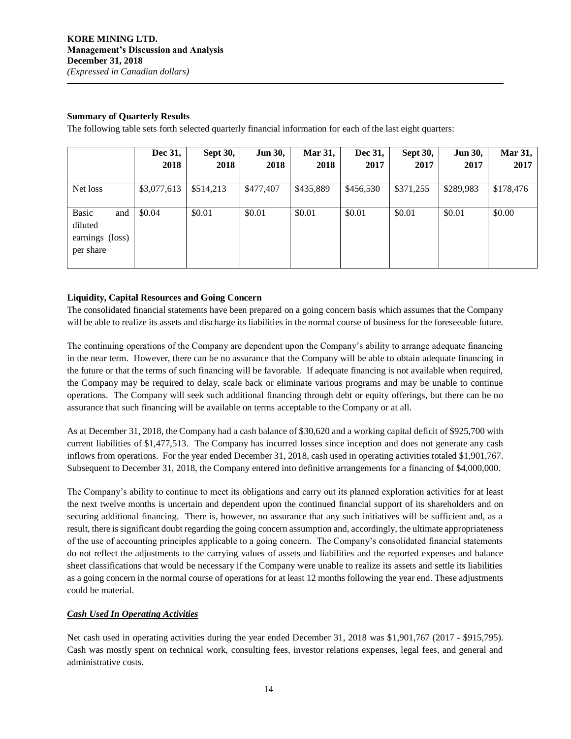**Summary of Quarterly Results**

The following table sets forth selected quarterly financial information for each of the last eight quarters:

| | Dec 31, 2018 | Sept 30, 2018 | Jun 30, 2018 | Mar 31, 2018 | Dec 31, 2017 | Sept 30, 2017 | Jun 30, 2017 | Mar 31, 2017 |
|---|---|---|---|---|---|---|---|---|
| Net loss | \$3,077,613 | \$514,213 | \$477,407 | \$435,889 | \$456,530 | \$371,255 | \$289,983 | \$178,476 |
| Basic and diluted earnings (loss) per share | \$0.04 | \$0.01 | \$0.01 | \$0.01 | \$0.01 | \$0.01 | \$0.01 | \$0.00 |

**Liquidity, Capital Resources and Going Concern**

The consolidated financial statements have been prepared on a going concern basis which assumes that the Company will be able to realize its assets and discharge its liabilities in the normal course of business for the foreseeable future.

The continuing operations of the Company are dependent upon the Company's ability to arrange adequate financing in the near term. However, there can be no assurance that the Company will be able to obtain adequate financing in the future or that the terms of such financing will be favorable. If adequate financing is not available when required, the Company may be required to delay, scale back or eliminate various programs and may be unable to continue operations. The Company will seek such additional financing through debt or equity offerings, but there can be no assurance that such financing will be available on terms acceptable to the Company or at all.

As at December 31, 2018, the Company had a cash balance of \$30,620 and a working capital deficit of \$925,700 with current liabilities of \$1,477,513. The Company has incurred losses since inception and does not generate any cash inflows from operations. For the year ended December 31, 2018, cash used in operating activities totaled \$1,901,767. Subsequent to December 31, 2018, the Company entered into definitive arrangements for a financing of \$4,000,000.

The Company's ability to continue to meet its obligations and carry out its planned exploration activities for at least the next twelve months is uncertain and dependent upon the continued financial support of its shareholders and on securing additional financing. There is, however, no assurance that any such initiatives will be sufficient and, as a result, there is significant doubt regarding the going concern assumption and, accordingly, the ultimate appropriateness of the use of accounting principles applicable to a going concern. The Company's consolidated financial statements do not reflect the adjustments to the carrying values of assets and liabilities and the reported expenses and balance sheet classifications that would be necessary if the Company were unable to realize its assets and settle its liabilities as a going concern in the normal course of operations for at least 12 months following the year end. These adjustments could be material.

***Cash Used In Operating Activities***

Net cash used in operating activities during the year ended December 31, 2018 was \$1,901,767 (2017 - \$915,795). Cash was mostly spent on technical work, consulting fees, investor relations expenses, legal fees, and general and administrative costs.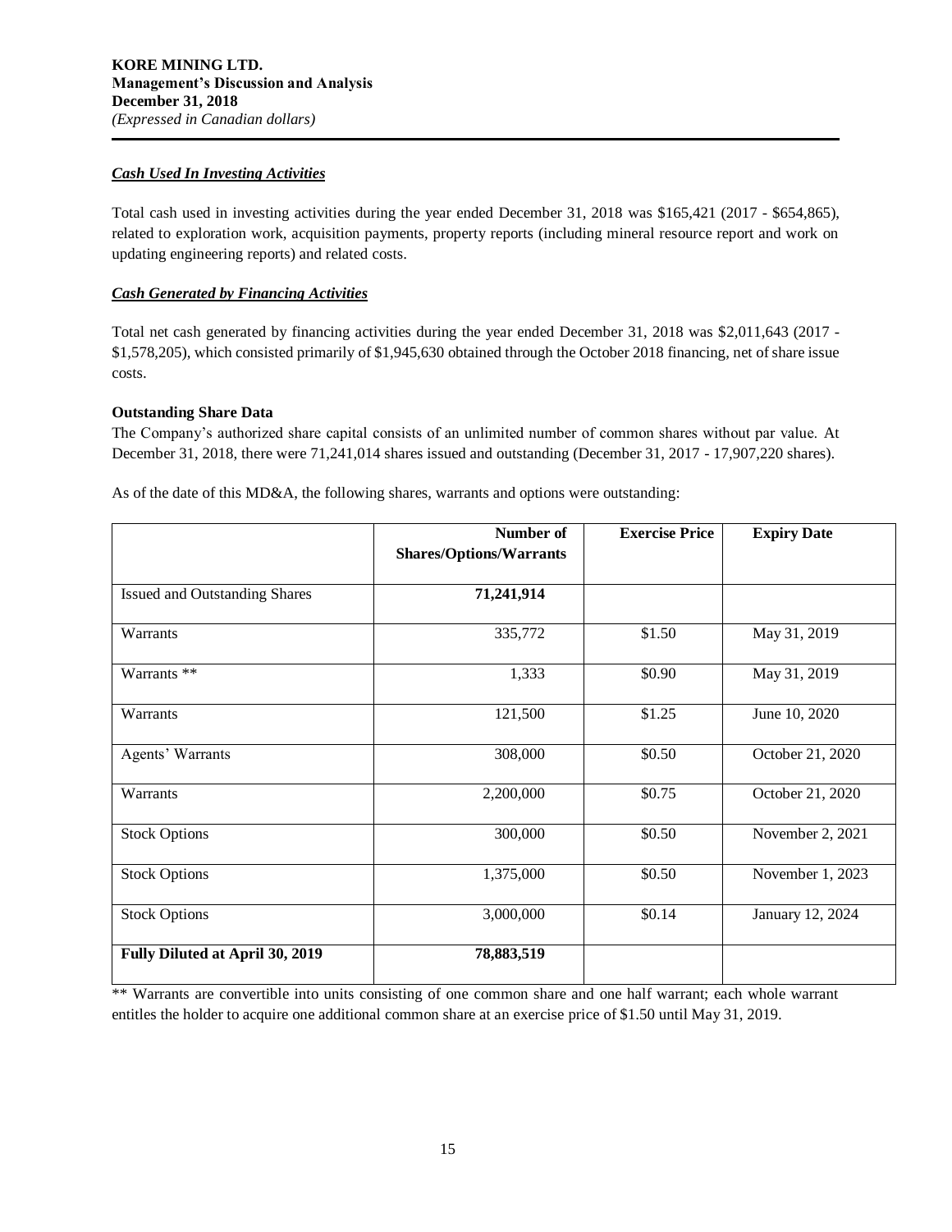### *Cash Used In Investing Activities*

Total cash used in investing activities during the year ended December 31, 2018 was $165,421 (2017 - $654,865), related to exploration work, acquisition payments, property reports (including mineral resource report and work on updating engineering reports) and related costs.

### *Cash Generated by Financing Activities*

Total net cash generated by financing activities during the year ended December 31, 2018 was $2,011,643 (2017 - $1,578,205), which consisted primarily of $1,945,630 obtained through the October 2018 financing, net of share issue costs.

### Outstanding Share Data

The Company's authorized share capital consists of an unlimited number of common shares without par value. At December 31, 2018, there were 71,241,014 shares issued and outstanding (December 31, 2017 - 17,907,220 shares).

As of the date of this MD&A, the following shares, warrants and options were outstanding:

| | Number of Shares/Options/Warrants | Exercise Price | Expiry Date |
|---|---|---|---|
| Issued and Outstanding Shares | **71,241,914** | | |
| Warrants | 335,772 | $1.50 | May 31, 2019 |
| Warrants ** | 1,333 | $0.90 | May 31, 2019 |
| Warrants | 121,500 | $1.25 | June 10, 2020 |
| Agents' Warrants | 308,000 | $0.50 | October 21, 2020 |
| Warrants | 2,200,000 | $0.75 | October 21, 2020 |
| Stock Options | 300,000 | $0.50 | November 2, 2021 |
| Stock Options | 1,375,000 | $0.50 | November 1, 2023 |
| Stock Options | 3,000,000 | $0.14 | January 12, 2024 |
| **Fully Diluted at April 30, 2019** | **78,883,519** | | |

** Warrants are convertible into units consisting of one common share and one half warrant; each whole warrant entitles the holder to acquire one additional common share at an exercise price of $1.50 until May 31, 2019.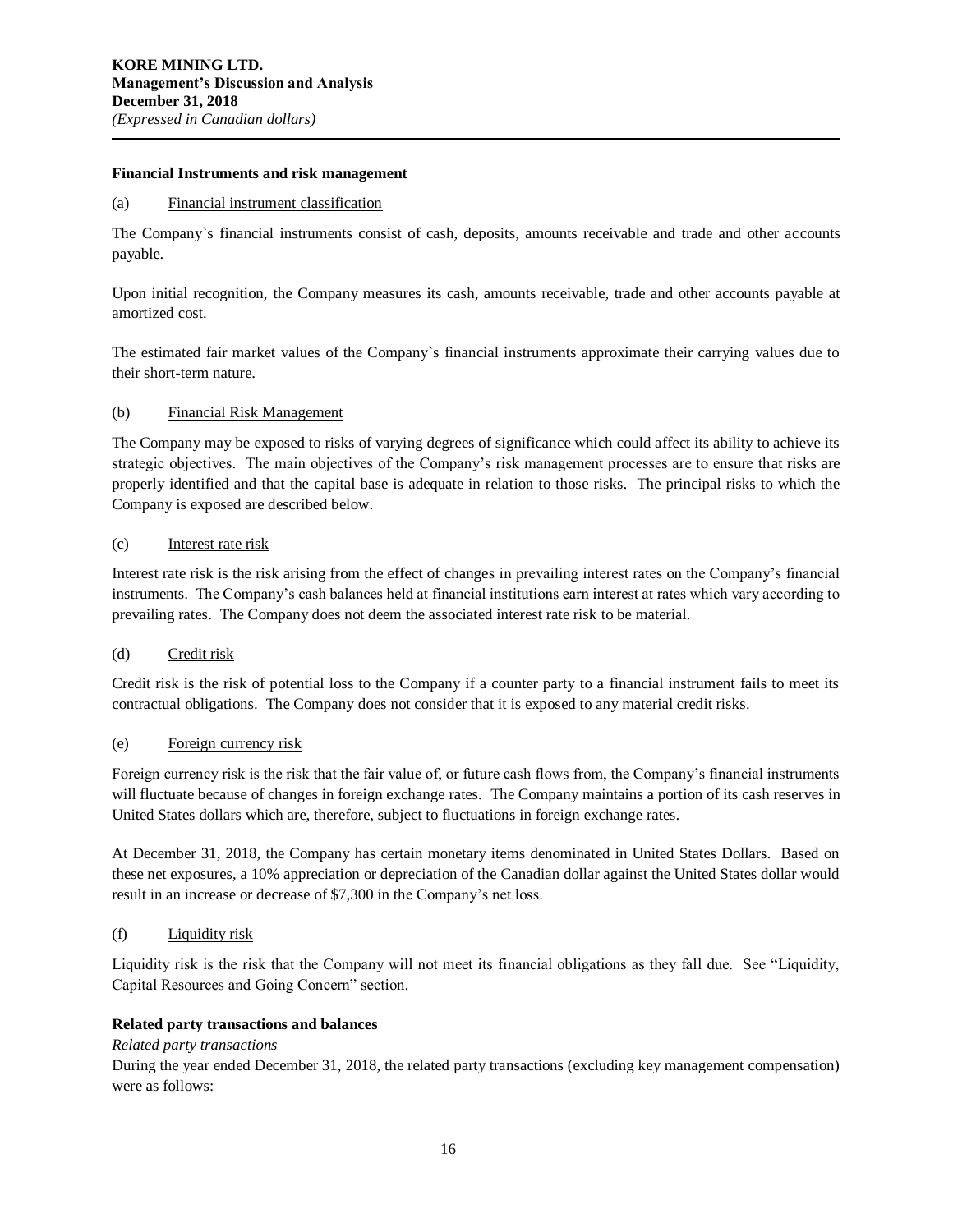**Financial Instruments and risk management**

(a) Financial instrument classification

The Company`s financial instruments consist of cash, deposits, amounts receivable and trade and other accounts payable.

Upon initial recognition, the Company measures its cash, amounts receivable, trade and other accounts payable at amortized cost.

The estimated fair market values of the Company`s financial instruments approximate their carrying values due to their short-term nature.

(b) Financial Risk Management

The Company may be exposed to risks of varying degrees of significance which could affect its ability to achieve its strategic objectives. The main objectives of the Company's risk management processes are to ensure that risks are properly identified and that the capital base is adequate in relation to those risks. The principal risks to which the Company is exposed are described below.

(c) Interest rate risk

Interest rate risk is the risk arising from the effect of changes in prevailing interest rates on the Company's financial instruments. The Company's cash balances held at financial institutions earn interest at rates which vary according to prevailing rates. The Company does not deem the associated interest rate risk to be material.

(d) Credit risk

Credit risk is the risk of potential loss to the Company if a counter party to a financial instrument fails to meet its contractual obligations. The Company does not consider that it is exposed to any material credit risks.

(e) Foreign currency risk

Foreign currency risk is the risk that the fair value of, or future cash flows from, the Company's financial instruments will fluctuate because of changes in foreign exchange rates. The Company maintains a portion of its cash reserves in United States dollars which are, therefore, subject to fluctuations in foreign exchange rates.

At December 31, 2018, the Company has certain monetary items denominated in United States Dollars. Based on these net exposures, a 10% appreciation or depreciation of the Canadian dollar against the United States dollar would result in an increase or decrease of $7,300 in the Company's net loss.

(f) Liquidity risk

Liquidity risk is the risk that the Company will not meet its financial obligations as they fall due. See "Liquidity, Capital Resources and Going Concern" section.

**Related party transactions and balances**

*Related party transactions*

During the year ended December 31, 2018, the related party transactions (excluding key management compensation) were as follows: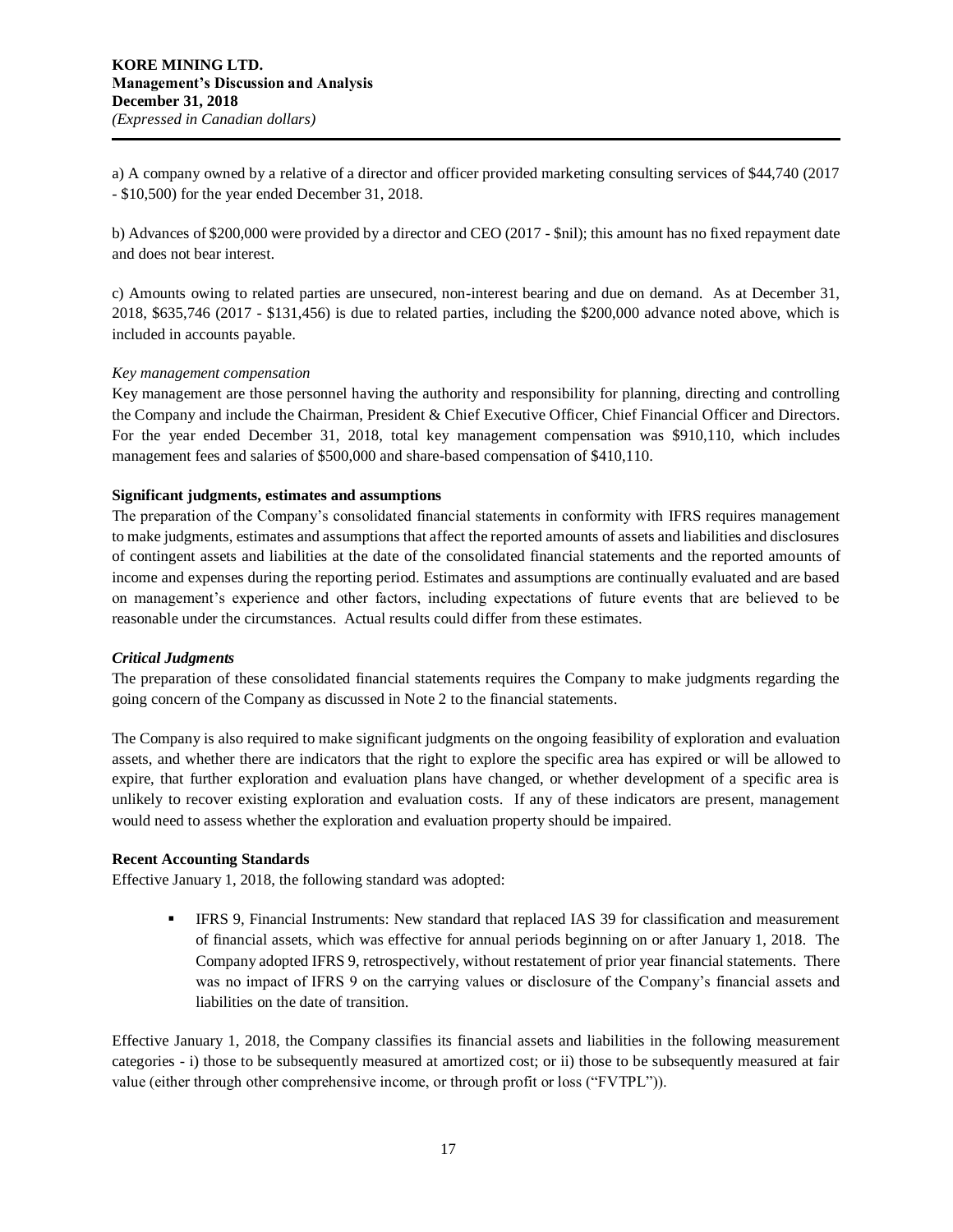a) A company owned by a relative of a director and officer provided marketing consulting services of $44,740 (2017 - $10,500) for the year ended December 31, 2018.

b) Advances of $200,000 were provided by a director and CEO (2017 - $nil); this amount has no fixed repayment date and does not bear interest.

c) Amounts owing to related parties are unsecured, non-interest bearing and due on demand. As at December 31, 2018, $635,746 (2017 - $131,456) is due to related parties, including the $200,000 advance noted above, which is included in accounts payable.

*Key management compensation*

Key management are those personnel having the authority and responsibility for planning, directing and controlling the Company and include the Chairman, President & Chief Executive Officer, Chief Financial Officer and Directors. For the year ended December 31, 2018, total key management compensation was $910,110, which includes management fees and salaries of $500,000 and share-based compensation of $410,110.

**Significant judgments, estimates and assumptions**

The preparation of the Company's consolidated financial statements in conformity with IFRS requires management to make judgments, estimates and assumptions that affect the reported amounts of assets and liabilities and disclosures of contingent assets and liabilities at the date of the consolidated financial statements and the reported amounts of income and expenses during the reporting period. Estimates and assumptions are continually evaluated and are based on management's experience and other factors, including expectations of future events that are believed to be reasonable under the circumstances. Actual results could differ from these estimates.

***Critical Judgments***

The preparation of these consolidated financial statements requires the Company to make judgments regarding the going concern of the Company as discussed in Note 2 to the financial statements.

The Company is also required to make significant judgments on the ongoing feasibility of exploration and evaluation assets, and whether there are indicators that the right to explore the specific area has expired or will be allowed to expire, that further exploration and evaluation plans have changed, or whether development of a specific area is unlikely to recover existing exploration and evaluation costs. If any of these indicators are present, management would need to assess whether the exploration and evaluation property should be impaired.

**Recent Accounting Standards**

Effective January 1, 2018, the following standard was adopted:

- IFRS 9, Financial Instruments: New standard that replaced IAS 39 for classification and measurement of financial assets, which was effective for annual periods beginning on or after January 1, 2018. The Company adopted IFRS 9, retrospectively, without restatement of prior year financial statements. There was no impact of IFRS 9 on the carrying values or disclosure of the Company's financial assets and liabilities on the date of transition.

Effective January 1, 2018, the Company classifies its financial assets and liabilities in the following measurement categories - i) those to be subsequently measured at amortized cost; or ii) those to be subsequently measured at fair value (either through other comprehensive income, or through profit or loss ("FVTPL")).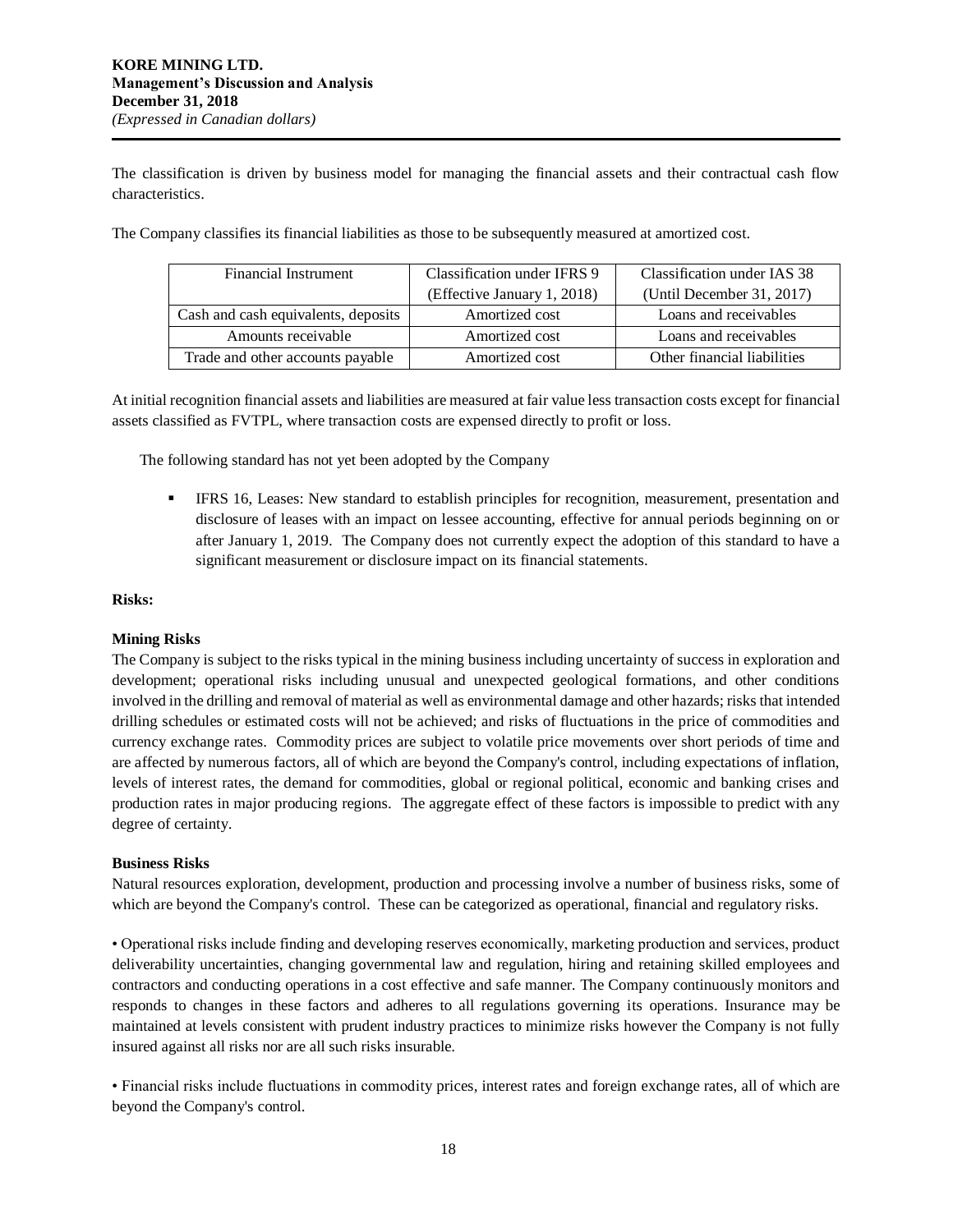The classification is driven by business model for managing the financial assets and their contractual cash flow characteristics.

The Company classifies its financial liabilities as those to be subsequently measured at amortized cost.

| Financial Instrument | Classification under IFRS 9 (Effective January 1, 2018) | Classification under IAS 38 (Until December 31, 2017) |
|---|---|---|
| Cash and cash equivalents, deposits | Amortized cost | Loans and receivables |
| Amounts receivable | Amortized cost | Loans and receivables |
| Trade and other accounts payable | Amortized cost | Other financial liabilities |

At initial recognition financial assets and liabilities are measured at fair value less transaction costs except for financial assets classified as FVTPL, where transaction costs are expensed directly to profit or loss.

The following standard has not yet been adopted by the Company

- IFRS 16, Leases: New standard to establish principles for recognition, measurement, presentation and disclosure of leases with an impact on lessee accounting, effective for annual periods beginning on or after January 1, 2019. The Company does not currently expect the adoption of this standard to have a significant measurement or disclosure impact on its financial statements.

**Risks:**

**Mining Risks**

The Company is subject to the risks typical in the mining business including uncertainty of success in exploration and development; operational risks including unusual and unexpected geological formations, and other conditions involved in the drilling and removal of material as well as environmental damage and other hazards; risks that intended drilling schedules or estimated costs will not be achieved; and risks of fluctuations in the price of commodities and currency exchange rates. Commodity prices are subject to volatile price movements over short periods of time and are affected by numerous factors, all of which are beyond the Company's control, including expectations of inflation, levels of interest rates, the demand for commodities, global or regional political, economic and banking crises and production rates in major producing regions. The aggregate effect of these factors is impossible to predict with any degree of certainty.

**Business Risks**

Natural resources exploration, development, production and processing involve a number of business risks, some of which are beyond the Company's control. These can be categorized as operational, financial and regulatory risks.

• Operational risks include finding and developing reserves economically, marketing production and services, product deliverability uncertainties, changing governmental law and regulation, hiring and retaining skilled employees and contractors and conducting operations in a cost effective and safe manner. The Company continuously monitors and responds to changes in these factors and adheres to all regulations governing its operations. Insurance may be maintained at levels consistent with prudent industry practices to minimize risks however the Company is not fully insured against all risks nor are all such risks insurable.

• Financial risks include fluctuations in commodity prices, interest rates and foreign exchange rates, all of which are beyond the Company's control.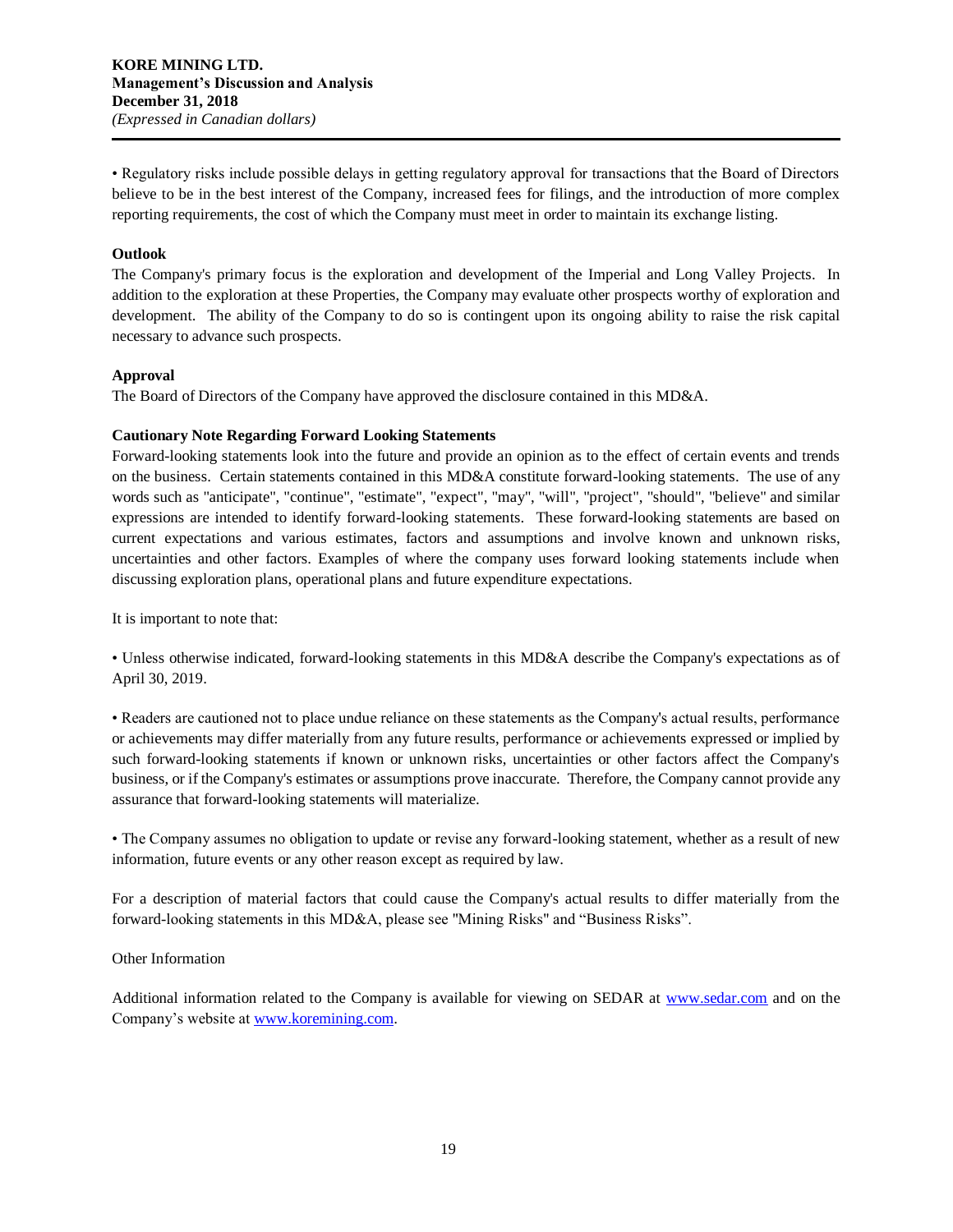• Regulatory risks include possible delays in getting regulatory approval for transactions that the Board of Directors believe to be in the best interest of the Company, increased fees for filings, and the introduction of more complex reporting requirements, the cost of which the Company must meet in order to maintain its exchange listing.

**Outlook**

The Company's primary focus is the exploration and development of the Imperial and Long Valley Projects. In addition to the exploration at these Properties, the Company may evaluate other prospects worthy of exploration and development. The ability of the Company to do so is contingent upon its ongoing ability to raise the risk capital necessary to advance such prospects.

**Approval**

The Board of Directors of the Company have approved the disclosure contained in this MD&A.

**Cautionary Note Regarding Forward Looking Statements**

Forward-looking statements look into the future and provide an opinion as to the effect of certain events and trends on the business. Certain statements contained in this MD&A constitute forward-looking statements. The use of any words such as "anticipate", "continue", "estimate", "expect", "may", "will", "project", "should", "believe" and similar expressions are intended to identify forward-looking statements. These forward-looking statements are based on current expectations and various estimates, factors and assumptions and involve known and unknown risks, uncertainties and other factors. Examples of where the company uses forward looking statements include when discussing exploration plans, operational plans and future expenditure expectations.

It is important to note that:

• Unless otherwise indicated, forward-looking statements in this MD&A describe the Company's expectations as of April 30, 2019.

• Readers are cautioned not to place undue reliance on these statements as the Company's actual results, performance or achievements may differ materially from any future results, performance or achievements expressed or implied by such forward-looking statements if known or unknown risks, uncertainties or other factors affect the Company's business, or if the Company's estimates or assumptions prove inaccurate. Therefore, the Company cannot provide any assurance that forward-looking statements will materialize.

• The Company assumes no obligation to update or revise any forward-looking statement, whether as a result of new information, future events or any other reason except as required by law.

For a description of material factors that could cause the Company's actual results to differ materially from the forward-looking statements in this MD&A, please see "Mining Risks" and "Business Risks".

Other Information

Additional information related to the Company is available for viewing on SEDAR at [www.sedar.com](http://www.sedar.com) and on the Company's website at [www.koremining.com](http://www.koremining.com).